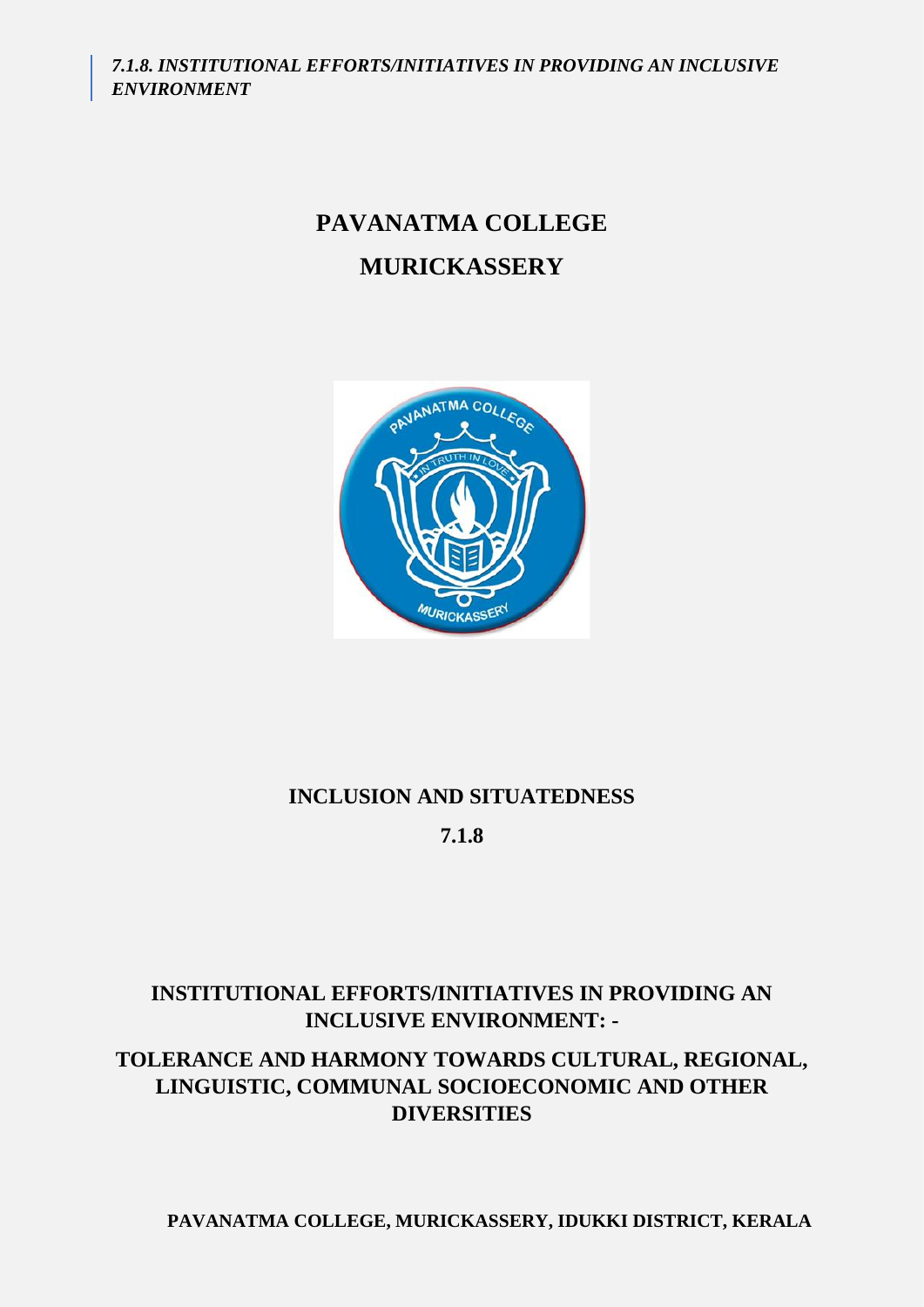*7.1.8. INSTITUTIONAL EFFORTS/INITIATIVES IN PROVIDING AN INCLUSIVE ENVIRONMENT*

# PAVANATMA COLLEGE

# MURICKASSERY

## INCLUSION AND SITUATEDNESS

**7.1.8**

## INSTITUTIONAL EFFORTS/INITIATIVES IN PROVIDING AN INCLUSIVE ENVIRONMENT: -

## TOLERANCE AND HARMONY TOWARDS CULTURAL, REGIONAL, LINGUISTIC, COMMUNAL SOCIOECONOMIC AND OTHER DIVERSITIES

**PAVANATMA COLLEGE, MURICKASSERY, IDUKKI DISTRICT, KERALA**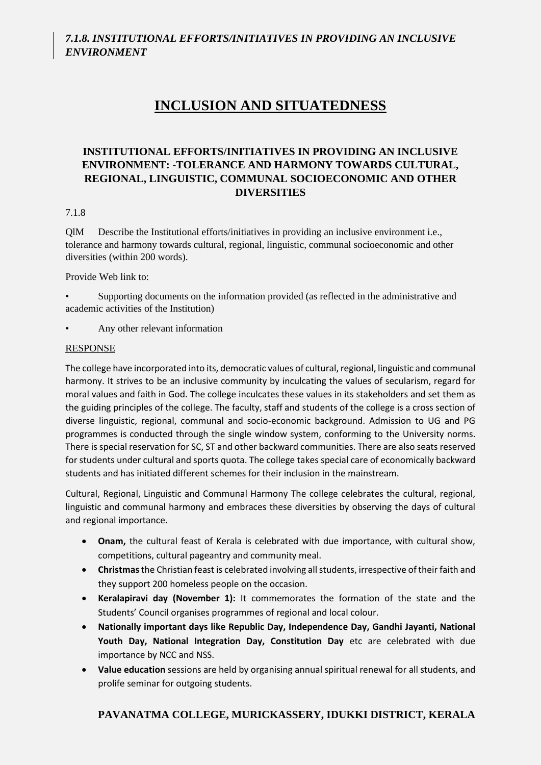*7.1.8. INSTITUTIONAL EFFORTS/INITIATIVES IN PROVIDING AN INCLUSIVE ENVIRONMENT*

# INCLUSION AND SITUATEDNESS

## INSTITUTIONAL EFFORTS/INITIATIVES IN PROVIDING AN INCLUSIVE ENVIRONMENT: -TOLERANCE AND HARMONY TOWARDS CULTURAL, REGIONAL, LINGUISTIC, COMMUNAL SOCIOECONOMIC AND OTHER DIVERSITIES

7.1.8

QlM Describe the Institutional efforts/initiatives in providing an inclusive environment i.e., tolerance and harmony towards cultural, regional, linguistic, communal socioeconomic and other diversities (within 200 words).

Provide Web link to:

- Supporting documents on the information provided (as reflected in the administrative and academic activities of the Institution)
- Any other relevant information

<u>RESPONSE</u>

The college have incorporated into its, democratic values of cultural, regional, linguistic and communal harmony. It strives to be an inclusive community by inculcating the values of secularism, regard for moral values and faith in God. The college inculcates these values in its stakeholders and set them as the guiding principles of the college. The faculty, staff and students of the college is a cross section of diverse linguistic, regional, communal and socio-economic background. Admission to UG and PG programmes is conducted through the single window system, conforming to the University norms. There is special reservation for SC, ST and other backward communities. There are also seats reserved for students under cultural and sports quota. The college takes special care of economically backward students and has initiated different schemes for their inclusion in the mainstream.

Cultural, Regional, Linguistic and Communal Harmony The college celebrates the cultural, regional, linguistic and communal harmony and embraces these diversities by observing the days of cultural and regional importance.

- **Onam,** the cultural feast of Kerala is celebrated with due importance, with cultural show, competitions, cultural pageantry and community meal.
- **Christmas** the Christian feast is celebrated involving all students, irrespective of their faith and they support 200 homeless people on the occasion.
- **Keralapiravi day (November 1):** It commemorates the formation of the state and the Students' Council organises programmes of regional and local colour.
- **Nationally important days like Republic Day, Independence Day, Gandhi Jayanti, National Youth Day, National Integration Day, Constitution Day** etc are celebrated with due importance by NCC and NSS.
- **Value education** sessions are held by organising annual spiritual renewal for all students, and prolife seminar for outgoing students.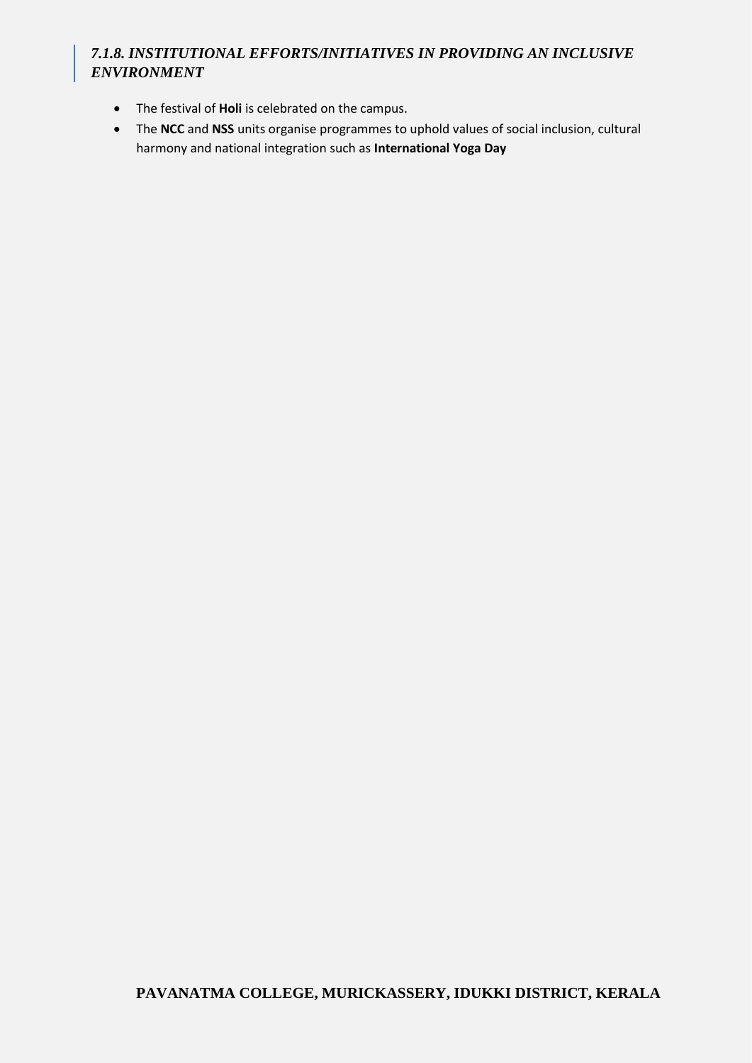### *7.1.8. INSTITUTIONAL EFFORTS/INITIATIVES IN PROVIDING AN INCLUSIVE ENVIRONMENT*

- The festival of **Holi** is celebrated on the campus.
- The **NCC** and **NSS** units organise programmes to uphold values of social inclusion, cultural harmony and national integration such as **International Yoga Day**